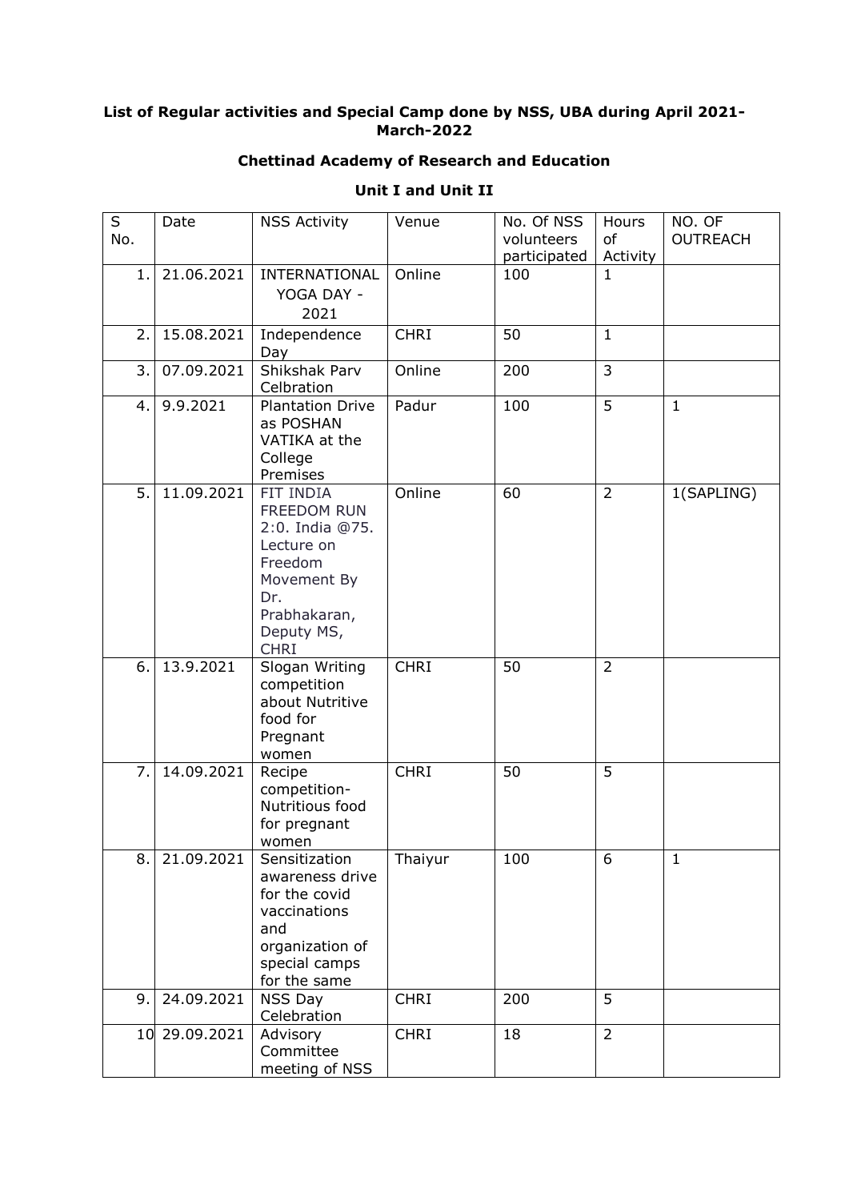**List of Regular activities and Special Camp done by NSS, UBA during April 2021-March-2022**

**Chettinad Academy of Research and Education**

**Unit I and Unit II**

| S No. | Date | NSS Activity | Venue | No. Of NSS volunteers participated | Hours of Activity | NO. OF OUTREACH |
|---|---|---|---|---|---|---|
| 1. | 21.06.2021 | INTERNATIONAL YOGA DAY - 2021 | Online | 100 | 1 | |
| 2. | 15.08.2021 | Independence Day | CHRI | 50 | 1 | |
| 3. | 07.09.2021 | Shikshak Parv Celbration | Online | 200 | 3 | |
| 4. | 9.9.2021 | Plantation Drive as POSHAN VATIKA at the College Premises | Padur | 100 | 5 | 1 |
| 5. | 11.09.2021 | FIT INDIA FREEDOM RUN 2:0. India @75. Lecture on Freedom Movement By Dr. Prabhakaran, Deputy MS, CHRI | Online | 60 | 2 | 1(SAPLING) |
| 6. | 13.9.2021 | Slogan Writing competition about Nutritive food for Pregnant women | CHRI | 50 | 2 | |
| 7. | 14.09.2021 | Recipe competition- Nutritious food for pregnant women | CHRI | 50 | 5 | |
| 8. | 21.09.2021 | Sensitization awareness drive for the covid vaccinations and organization of special camps for the same | Thaiyur | 100 | 6 | 1 |
| 9. | 24.09.2021 | NSS Day Celebration | CHRI | 200 | 5 | |
| 10 | 29.09.2021 | Advisory Committee meeting of NSS | CHRI | 18 | 2 | |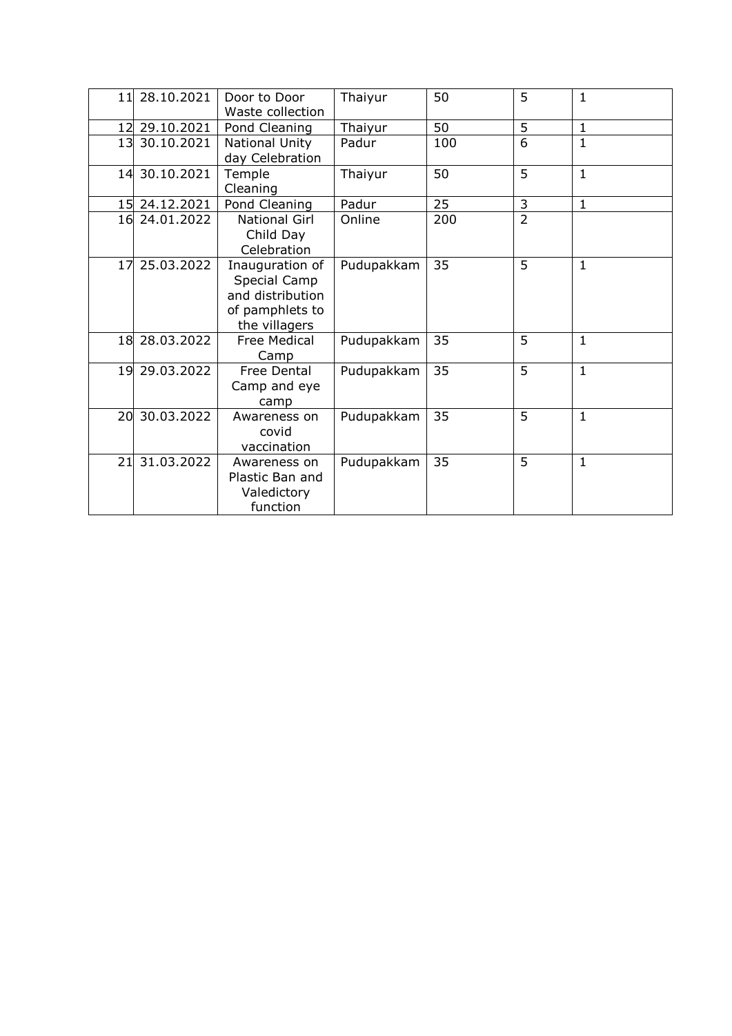| | | | | | | |
|---|---|---|---|---|---|---|
| 11 | 28.10.2021 | Door to Door Waste collection | Thaiyur | 50 | 5 | 1 |
| 12 | 29.10.2021 | Pond Cleaning | Thaiyur | 50 | 5 | 1 |
| 13 | 30.10.2021 | National Unity day Celebration | Padur | 100 | 6 | 1 |
| 14 | 30.10.2021 | Temple Cleaning | Thaiyur | 50 | 5 | 1 |
| 15 | 24.12.2021 | Pond Cleaning | Padur | 25 | 3 | 1 |
| 16 | 24.01.2022 | National Girl Child Day Celebration | Online | 200 | 2 | |
| 17 | 25.03.2022 | Inauguration of Special Camp and distribution of pamphlets to the villagers | Pudupakkam | 35 | 5 | 1 |
| 18 | 28.03.2022 | Free Medical Camp | Pudupakkam | 35 | 5 | 1 |
| 19 | 29.03.2022 | Free Dental Camp and eye camp | Pudupakkam | 35 | 5 | 1 |
| 20 | 30.03.2022 | Awareness on covid vaccination | Pudupakkam | 35 | 5 | 1 |
| 21 | 31.03.2022 | Awareness on Plastic Ban and Valedictory function | Pudupakkam | 35 | 5 | 1 |